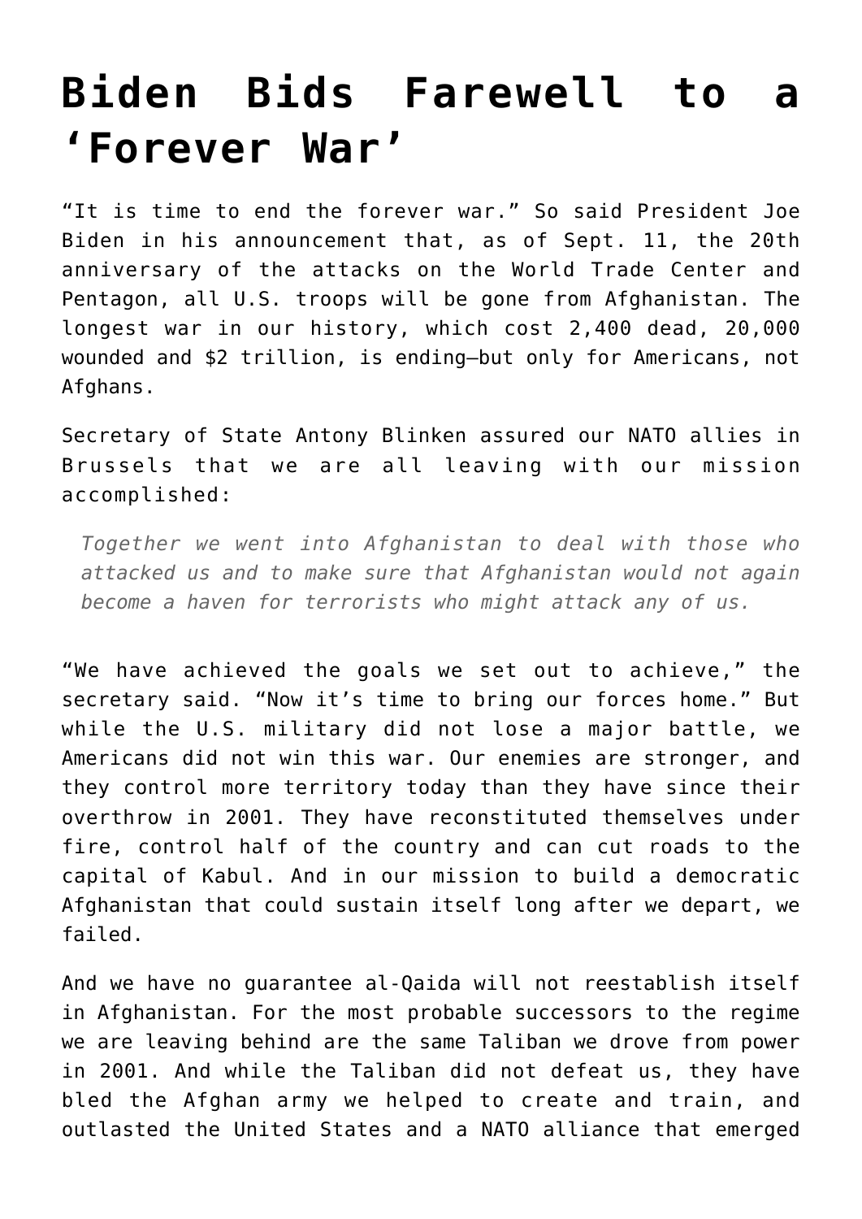# Biden Bids Farewell to a 'Forever War'

"It is time to end the forever war." So said President Joe Biden in his announcement that, as of Sept. 11, the 20th anniversary of the attacks on the World Trade Center and Pentagon, all U.S. troops will be gone from Afghanistan. The longest war in our history, which cost 2,400 dead, 20,000 wounded and $2 trillion, is ending—but only for Americans, not Afghans.

Secretary of State Antony Blinken assured our NATO allies in Brussels that we are all leaving with our mission accomplished:

> *Together we went into Afghanistan to deal with those who attacked us and to make sure that Afghanistan would not again become a haven for terrorists who might attack any of us.*

"We have achieved the goals we set out to achieve," the secretary said. "Now it's time to bring our forces home." But while the U.S. military did not lose a major battle, we Americans did not win this war. Our enemies are stronger, and they control more territory today than they have since their overthrow in 2001. They have reconstituted themselves under fire, control half of the country and can cut roads to the capital of Kabul. And in our mission to build a democratic Afghanistan that could sustain itself long after we depart, we failed.

And we have no guarantee al-Qaida will not reestablish itself in Afghanistan. For the most probable successors to the regime we are leaving behind are the same Taliban we drove from power in 2001. And while the Taliban did not defeat us, they have bled the Afghan army we helped to create and train, and outlasted the United States and a NATO alliance that emerged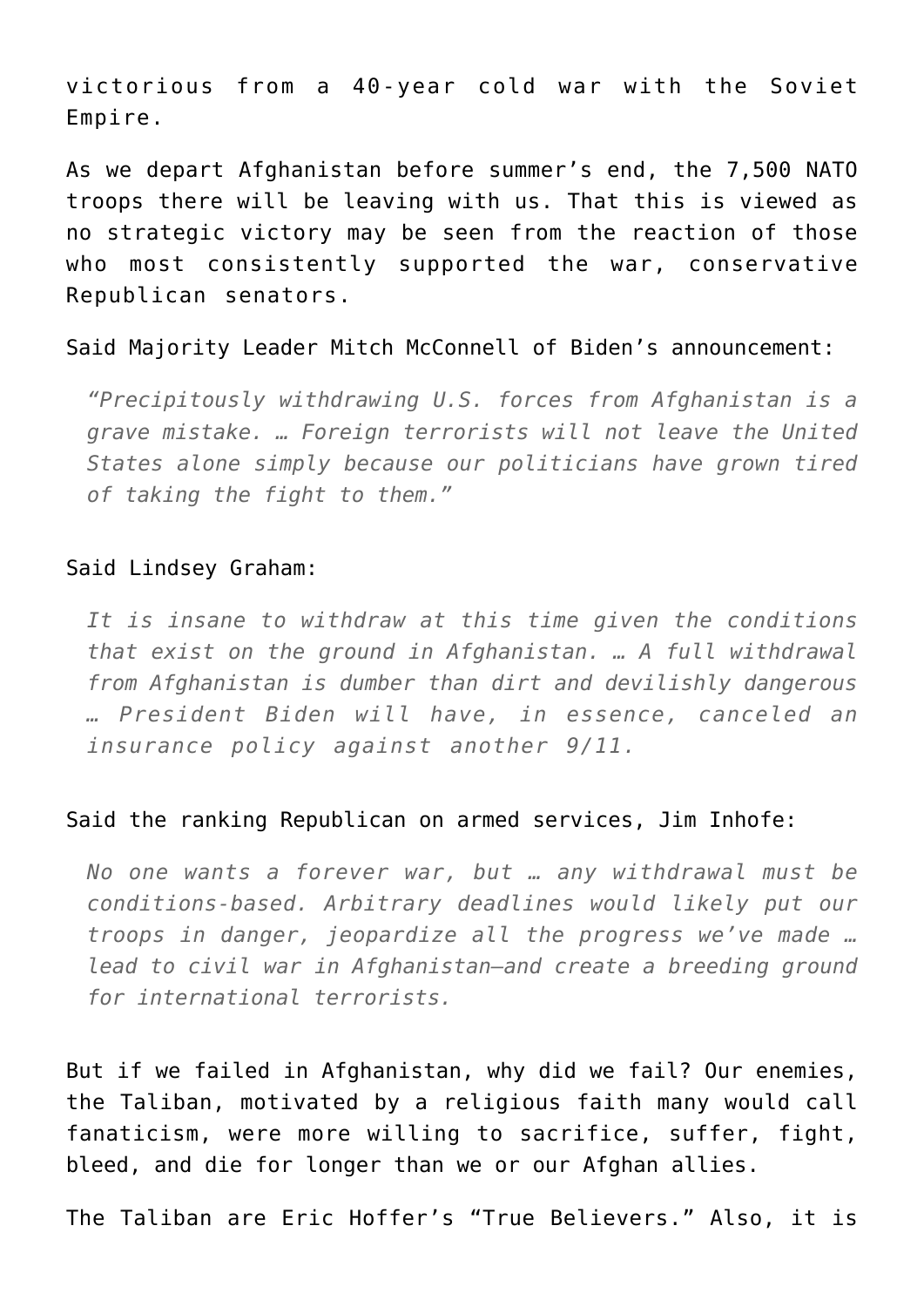victorious from a 40-year cold war with the Soviet Empire.

As we depart Afghanistan before summer's end, the 7,500 NATO troops there will be leaving with us. That this is viewed as no strategic victory may be seen from the reaction of those who most consistently supported the war, conservative Republican senators.

Said Majority Leader Mitch McConnell of Biden's announcement:

> *"Precipitously withdrawing U.S. forces from Afghanistan is a grave mistake. … Foreign terrorists will not leave the United States alone simply because our politicians have grown tired of taking the fight to them."*

Said Lindsey Graham:

> *It is insane to withdraw at this time given the conditions that exist on the ground in Afghanistan. … A full withdrawal from Afghanistan is dumber than dirt and devilishly dangerous … President Biden will have, in essence, canceled an insurance policy against another 9/11.*

Said the ranking Republican on armed services, Jim Inhofe:

> *No one wants a forever war, but … any withdrawal must be conditions-based. Arbitrary deadlines would likely put our troops in danger, jeopardize all the progress we've made … lead to civil war in Afghanistan—and create a breeding ground for international terrorists.*

But if we failed in Afghanistan, why did we fail? Our enemies, the Taliban, motivated by a religious faith many would call fanaticism, were more willing to sacrifice, suffer, fight, bleed, and die for longer than we or our Afghan allies.

The Taliban are Eric Hoffer's "True Believers." Also, it is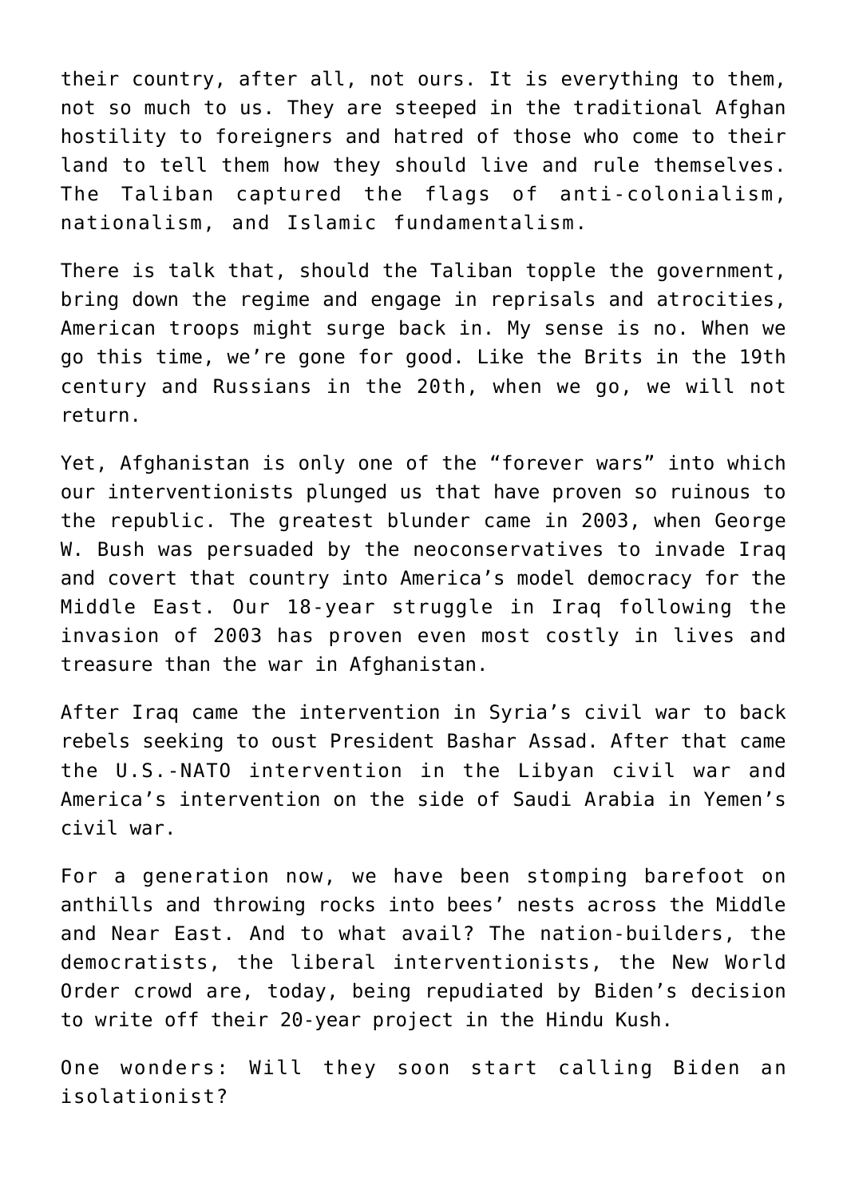their country, after all, not ours. It is everything to them, not so much to us. They are steeped in the traditional Afghan hostility to foreigners and hatred of those who come to their land to tell them how they should live and rule themselves. The Taliban captured the flags of anti-colonialism, nationalism, and Islamic fundamentalism.

There is talk that, should the Taliban topple the government, bring down the regime and engage in reprisals and atrocities, American troops might surge back in. My sense is no. When we go this time, we're gone for good. Like the Brits in the 19th century and Russians in the 20th, when we go, we will not return.

Yet, Afghanistan is only one of the "forever wars" into which our interventionists plunged us that have proven so ruinous to the republic. The greatest blunder came in 2003, when George W. Bush was persuaded by the neoconservatives to invade Iraq and covert that country into America's model democracy for the Middle East. Our 18-year struggle in Iraq following the invasion of 2003 has proven even most costly in lives and treasure than the war in Afghanistan.

After Iraq came the intervention in Syria's civil war to back rebels seeking to oust President Bashar Assad. After that came the U.S.-NATO intervention in the Libyan civil war and America's intervention on the side of Saudi Arabia in Yemen's civil war.

For a generation now, we have been stomping barefoot on anthills and throwing rocks into bees' nests across the Middle and Near East. And to what avail? The nation-builders, the democratists, the liberal interventionists, the New World Order crowd are, today, being repudiated by Biden's decision to write off their 20-year project in the Hindu Kush.

One wonders: Will they soon start calling Biden an isolationist?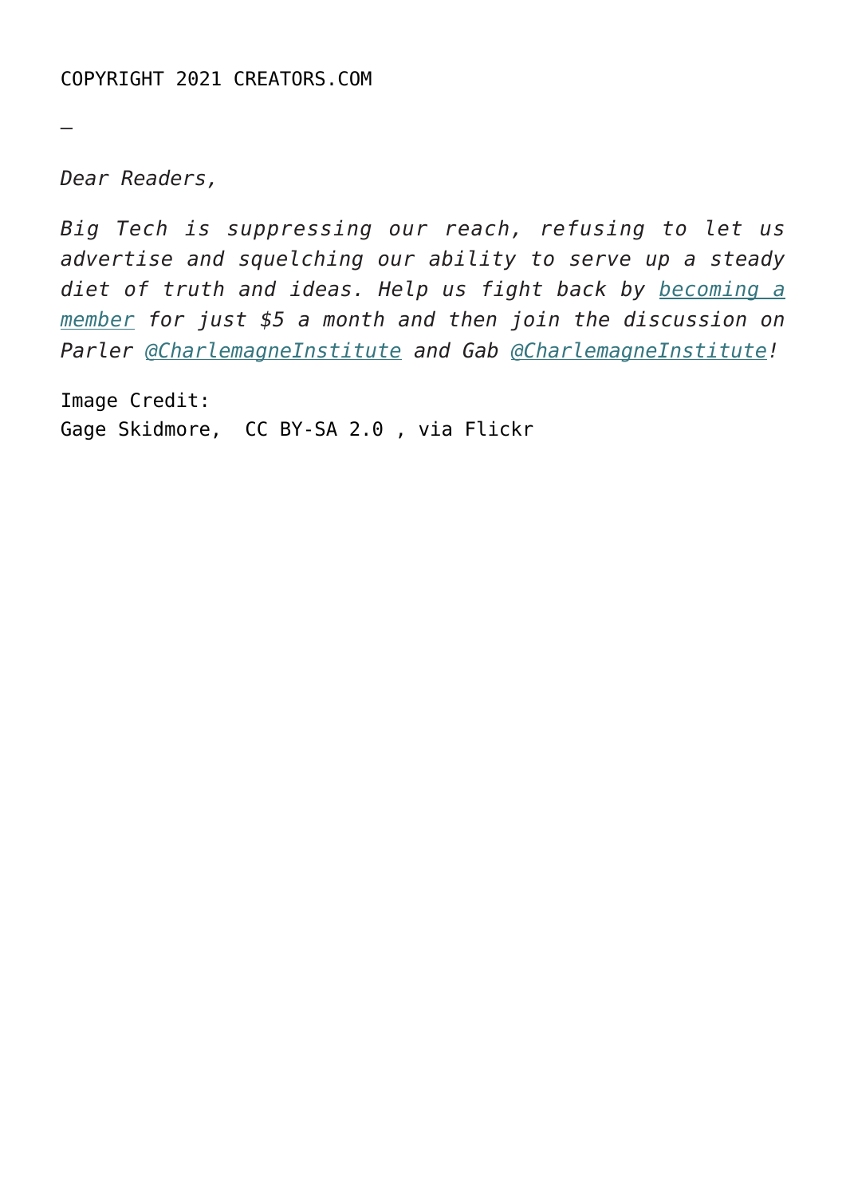COPYRIGHT 2021 CREATORS.COM

—

*Dear Readers,*

*Big Tech is suppressing our reach, refusing to let us advertise and squelching our ability to serve up a steady diet of truth and ideas. Help us fight back by becoming a member for just $5 a month and then join the discussion on Parler @CharlemagneInstitute and Gab @CharlemagneInstitute!*

Image Credit:
Gage Skidmore, CC BY-SA 2.0 , via Flickr